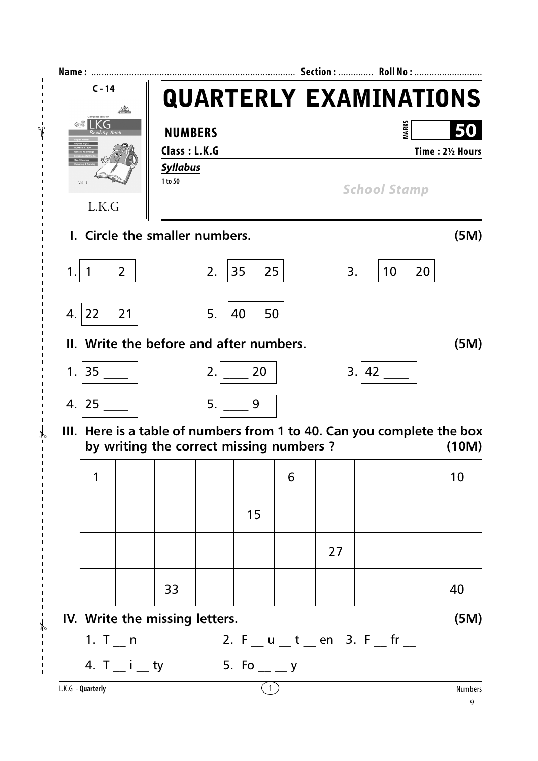Name : ................................................................................ Section : ............. Roll No : ...........................

C - 14

L.K.G

# QUARTERLY EXAMINATIONS

**NUMBERS** MARKS **50**

**Class : L.K.G** **Time : 2½ Hours**

***Syllabus***

1 to 50

*School Stamp*

## I. Circle the smaller numbers. (5M)

1. 1 2
2. 35 25
3. 10 20
4. 22 21
5. 40 50

## II. Write the before and after numbers. (5M)

1. 35 ____
2. ____ 20
3. 42 ____
4. 25 ____
5. ____ 9

## III. Here is a table of numbers from 1 to 40. Can you complete the box by writing the correct missing numbers ? (10M)

| | | | | | | | | | |
|---|---|---|---|---|---|---|---|---|---|
| 1 | | | | | 6 | | | | 10 |
| | | | | 15 | | | | | |
| | | | | | | 27 | | | |
| | | 33 | | | | | | | 40 |

## IV. Write the missing letters. (5M)

1. T __ n
2. F __ u __ t __ en
3. F __ fr __
4. T __ i __ ty
5. Fo __ __ y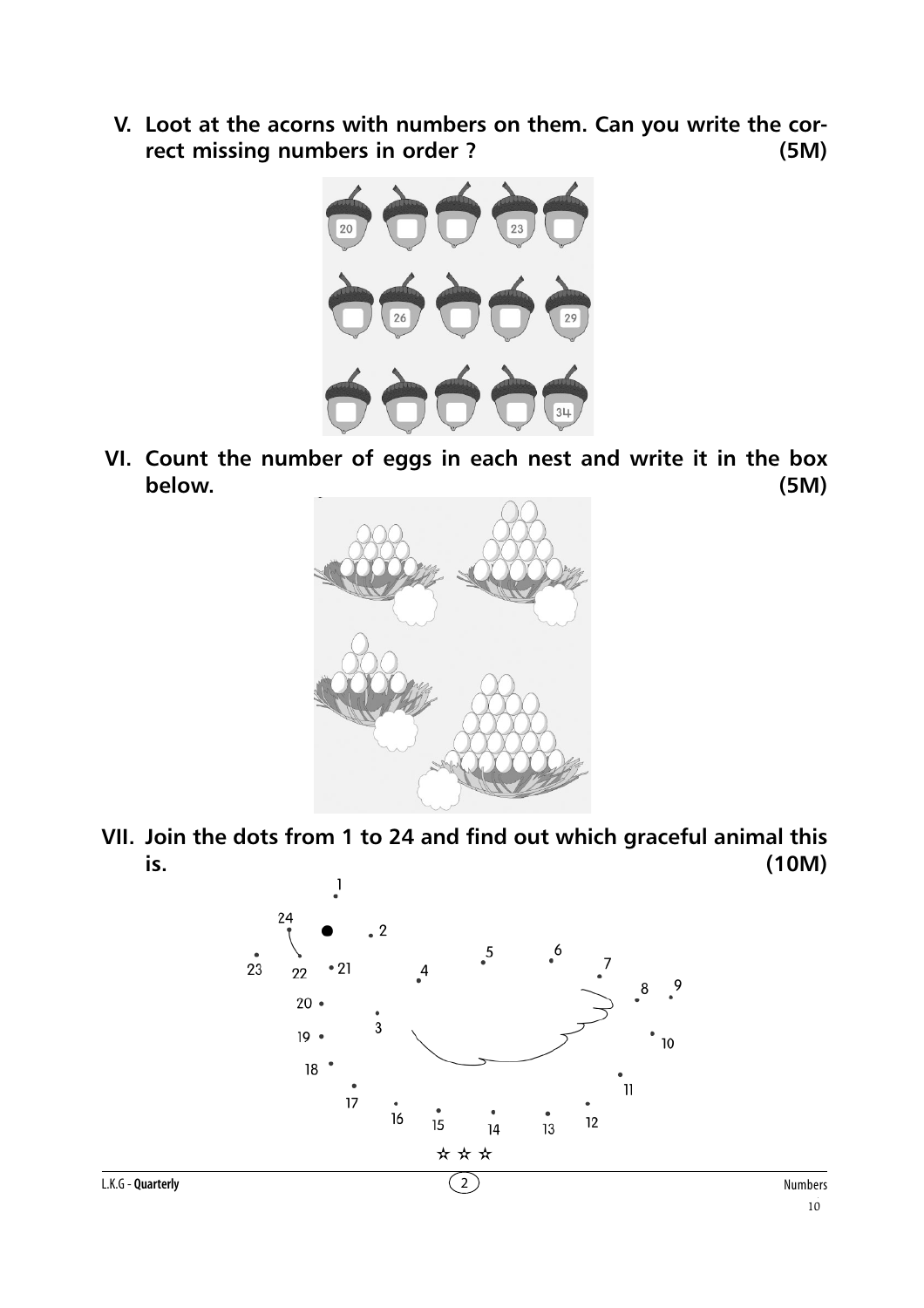**V. Loot at the acorns with numbers on them. Can you write the correct missing numbers in order ? (5M)**

20 23

26 29

34

**VI. Count the number of eggs in each nest and write it in the box below. (5M)**

**VII. Join the dots from 1 to 24 and find out which graceful animal this is. (10M)**

1 2 24 23 22 21 5 6 4 7 8 9 20 3 19 10 18 11 17 16 15 14 13 12

☆ ☆ ☆